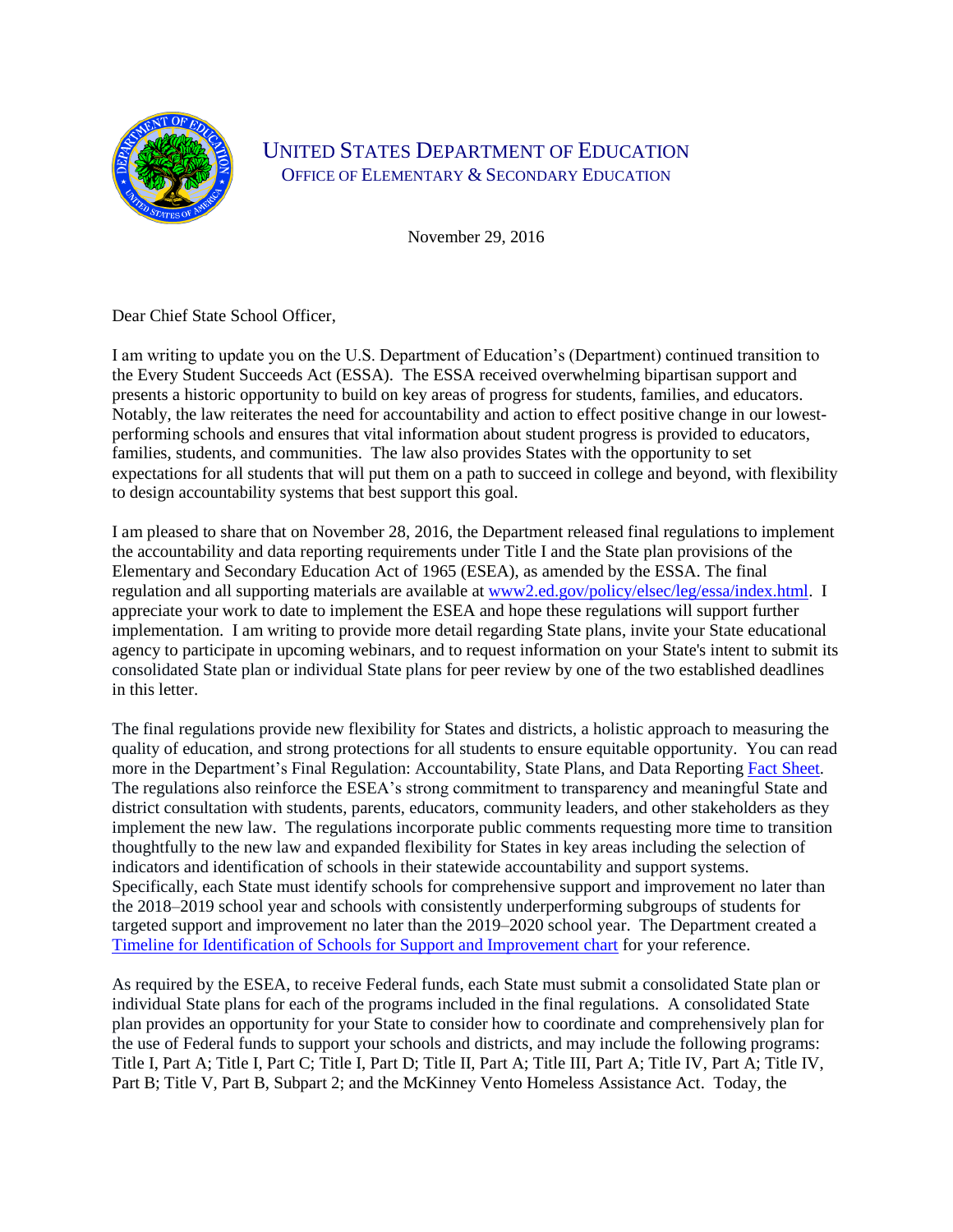# UNITED STATES DEPARTMENT OF EDUCATION

## OFFICE OF ELEMENTARY & SECONDARY EDUCATION

November 29, 2016

Dear Chief State School Officer,

I am writing to update you on the U.S. Department of Education's (Department) continued transition to the Every Student Succeeds Act (ESSA). The ESSA received overwhelming bipartisan support and presents a historic opportunity to build on key areas of progress for students, families, and educators. Notably, the law reiterates the need for accountability and action to effect positive change in our lowest-performing schools and ensures that vital information about student progress is provided to educators, families, students, and communities. The law also provides States with the opportunity to set expectations for all students that will put them on a path to succeed in college and beyond, with flexibility to design accountability systems that best support this goal.

I am pleased to share that on November 28, 2016, the Department released final regulations to implement the accountability and data reporting requirements under Title I and the State plan provisions of the Elementary and Secondary Education Act of 1965 (ESEA), as amended by the ESSA. The final regulation and all supporting materials are available at [www2.ed.gov/policy/elsec/leg/essa/index.html](www2.ed.gov/policy/elsec/leg/essa/index.html). I appreciate your work to date to implement the ESEA and hope these regulations will support further implementation. I am writing to provide more detail regarding State plans, invite your State educational agency to participate in upcoming webinars, and to request information on your State's intent to submit its consolidated State plan or individual State plans for peer review by one of the two established deadlines in this letter.

The final regulations provide new flexibility for States and districts, a holistic approach to measuring the quality of education, and strong protections for all students to ensure equitable opportunity. You can read more in the Department's Final Regulation: Accountability, State Plans, and Data Reporting Fact Sheet. The regulations also reinforce the ESEA's strong commitment to transparency and meaningful State and district consultation with students, parents, educators, community leaders, and other stakeholders as they implement the new law. The regulations incorporate public comments requesting more time to transition thoughtfully to the new law and expanded flexibility for States in key areas including the selection of indicators and identification of schools in their statewide accountability and support systems. Specifically, each State must identify schools for comprehensive support and improvement no later than the 2018–2019 school year and schools with consistently underperforming subgroups of students for targeted support and improvement no later than the 2019–2020 school year. The Department created a Timeline for Identification of Schools for Support and Improvement chart for your reference.

As required by the ESEA, to receive Federal funds, each State must submit a consolidated State plan or individual State plans for each of the programs included in the final regulations. A consolidated State plan provides an opportunity for your State to consider how to coordinate and comprehensively plan for the use of Federal funds to support your schools and districts, and may include the following programs: Title I, Part A; Title I, Part C; Title I, Part D; Title II, Part A; Title III, Part A; Title IV, Part A; Title IV, Part B; Title V, Part B, Subpart 2; and the McKinney Vento Homeless Assistance Act. Today, the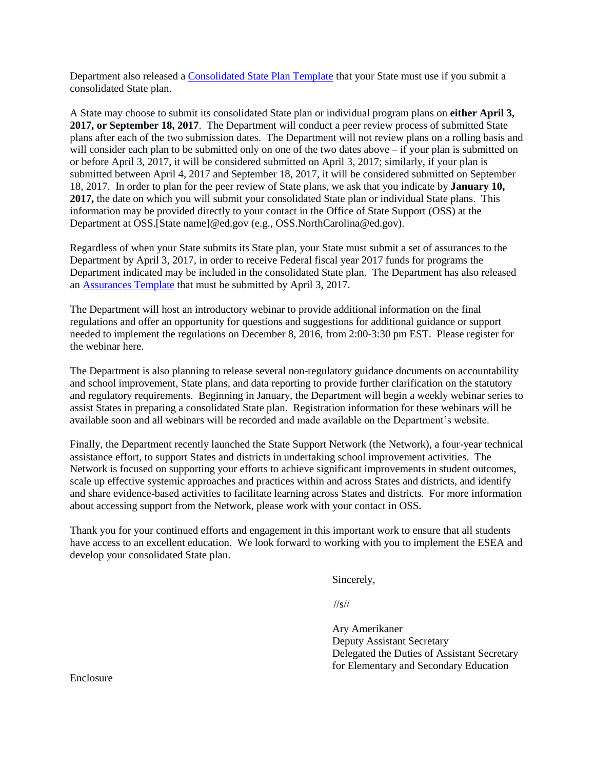Department also released a Consolidated State Plan Template that your State must use if you submit a consolidated State plan.

A State may choose to submit its consolidated State plan or individual program plans on **either April 3, 2017, or September 18, 2017**. The Department will conduct a peer review process of submitted State plans after each of the two submission dates. The Department will not review plans on a rolling basis and will consider each plan to be submitted only on one of the two dates above – if your plan is submitted on or before April 3, 2017, it will be considered submitted on April 3, 2017; similarly, if your plan is submitted between April 4, 2017 and September 18, 2017, it will be considered submitted on September 18, 2017. In order to plan for the peer review of State plans, we ask that you indicate by **January 10, 2017,** the date on which you will submit your consolidated State plan or individual State plans. This information may be provided directly to your contact in the Office of State Support (OSS) at the Department at OSS.[State name]@ed.gov (e.g., OSS.NorthCarolina@ed.gov).

Regardless of when your State submits its State plan, your State must submit a set of assurances to the Department by April 3, 2017, in order to receive Federal fiscal year 2017 funds for programs the Department indicated may be included in the consolidated State plan. The Department has also released an Assurances Template that must be submitted by April 3, 2017.

The Department will host an introductory webinar to provide additional information on the final regulations and offer an opportunity for questions and suggestions for additional guidance or support needed to implement the regulations on December 8, 2016, from 2:00-3:30 pm EST. Please register for the webinar here.

The Department is also planning to release several non-regulatory guidance documents on accountability and school improvement, State plans, and data reporting to provide further clarification on the statutory and regulatory requirements. Beginning in January, the Department will begin a weekly webinar series to assist States in preparing a consolidated State plan. Registration information for these webinars will be available soon and all webinars will be recorded and made available on the Department's website.

Finally, the Department recently launched the State Support Network (the Network), a four-year technical assistance effort, to support States and districts in undertaking school improvement activities. The Network is focused on supporting your efforts to achieve significant improvements in student outcomes, scale up effective systemic approaches and practices within and across States and districts, and identify and share evidence-based activities to facilitate learning across States and districts. For more information about accessing support from the Network, please work with your contact in OSS.

Thank you for your continued efforts and engagement in this important work to ensure that all students have access to an excellent education. We look forward to working with you to implement the ESEA and develop your consolidated State plan.

Sincerely,

//s//

Ary Amerikaner
Deputy Assistant Secretary
Delegated the Duties of Assistant Secretary
for Elementary and Secondary Education

Enclosure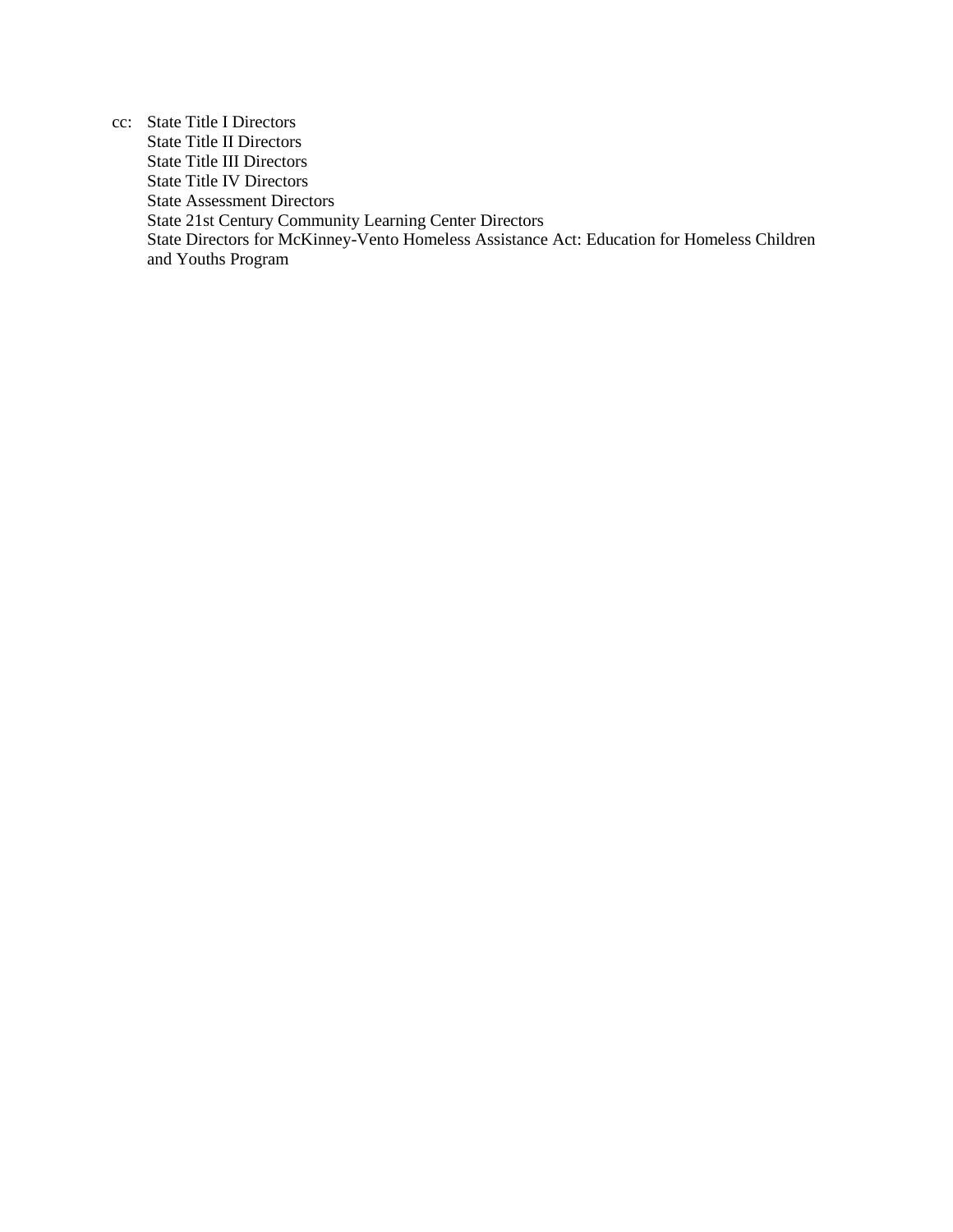cc: State Title I Directors
State Title II Directors
State Title III Directors
State Title IV Directors
State Assessment Directors
State 21st Century Community Learning Center Directors
State Directors for McKinney-Vento Homeless Assistance Act: Education for Homeless Children and Youths Program